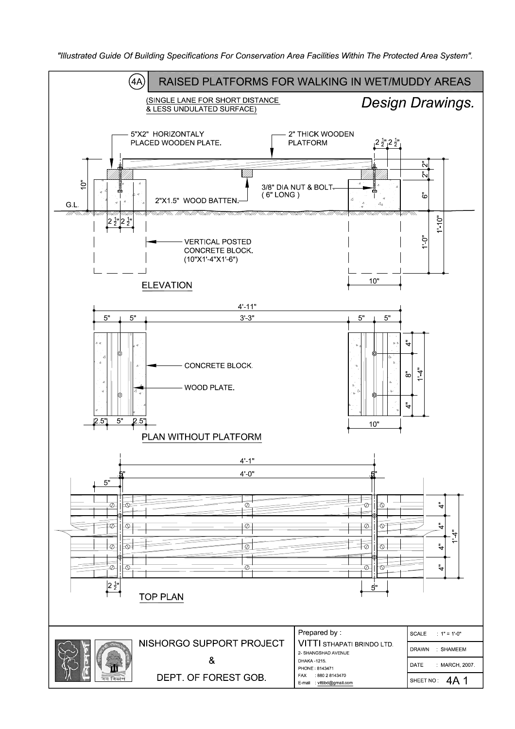"Illustrated Guide Of Building Specifications For Conservation Area Facilities Within The Protected Area System".

# (4A) RAISED PLATFORMS FOR WALKING IN WET/MUDDY AREAS

(SINGLE LANE FOR SHORT DISTANCE & LESS UNDULATED SURFACE)

*Design Drawings.*

5"X2" HORIZONTALY PLACED WOODEN PLATE.

2" THICK WOODEN PLATFORM

$2\frac{1}{2}$" $2\frac{1}{2}$"

2" 2"

10"

3/8" DIA NUT & BOLT. (6" LONG)

6"

G.L.

2"X1.5" WOOD BATTEN.

$2\frac{1}{2}$" $2\frac{1}{2}$"

1'-10"

VERTICAL POSTED CONCRETE BLOCK. (10"X1'-4"X1'-6")

1'-0"

10"

## ELEVATION

4'-11"

5" 5" 3'-3" 5" 5"

CONCRETE BLOCK.

WOOD PLATE.

4" 8" 4" 1'-4"

2.5" 5" 2.5"

10"

## PLAN WITHOUT PLATFORM

4'-1"

.5" 4'-0" .5"

5"

4" 4" 4" 4" 1'-4"

$2\frac{1}{2}$"

5"

## TOP PLAN

NISHORGO SUPPORT PROJECT & DEPT. OF FOREST GOB.

Prepared by : VITTI STHAPATI BRINDO LTD.
2- SHANGSHAD AVENUE
DHAKA -1215.
PHONE : 8143471
FAX : 880 2 8143470
E-mail : vittibd@gmail.com

| | |
|---|---|
| SCALE | : 1" = 1'-0" |
| DRAWN | : SHAMEEM |
| DATE | : MARCH, 2007. |
| SHEET NO : | 4A 1 |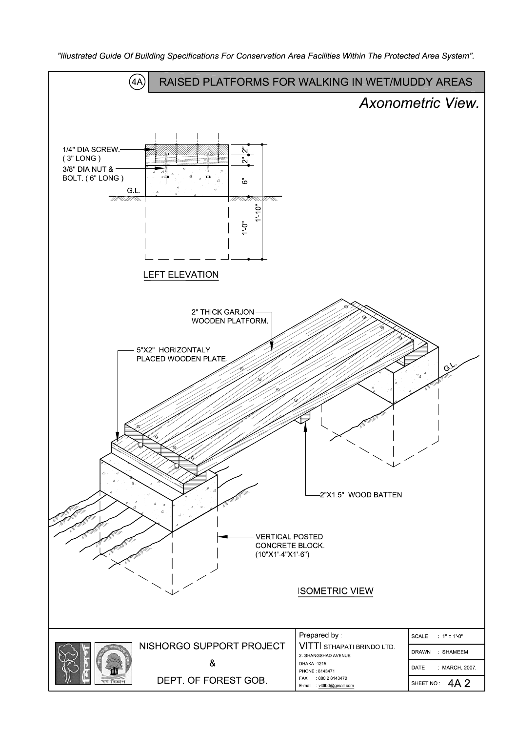"Illustrated Guide Of Building Specifications For Conservation Area Facilities Within The Protected Area System".

# (4A) RAISED PLATFORMS FOR WALKING IN WET/MUDDY AREAS

## *Axonometric View.*

1/4" DIA SCREW. (3" LONG)

3/8" DIA NUT & BOLT. (6" LONG)

G.L.

2"

2"

6"

1'-0"

1'-10"

LEFT ELEVATION

2" THICK GARJON WOODEN PLATFORM.

5"X2" HORIZONTALY PLACED WOODEN PLATE.

G.L.

2"X1.5" WOOD BATTEN.

VERTICAL POSTED CONCRETE BLOCK. (10"X1'-4"X1'-6")

ISOMETRIC VIEW

| NISHORGO SUPPORT PROJECT & DEPT. OF FOREST GOB. | Prepared by : VITTI STHAPATI BRINDO LTD. 2- SHANGSHAD AVENUE DHAKA -1215. PHONE : 8143471 FAX : 880 2 8143470 E-mail : vittibd@gmail.com | SCALE : 1" = 1'-0" |
|---|---|---|
| | | DRAWN : SHAMEEM |
| | | DATE : MARCH, 2007. |
| | | SHEET NO : 4A 2 |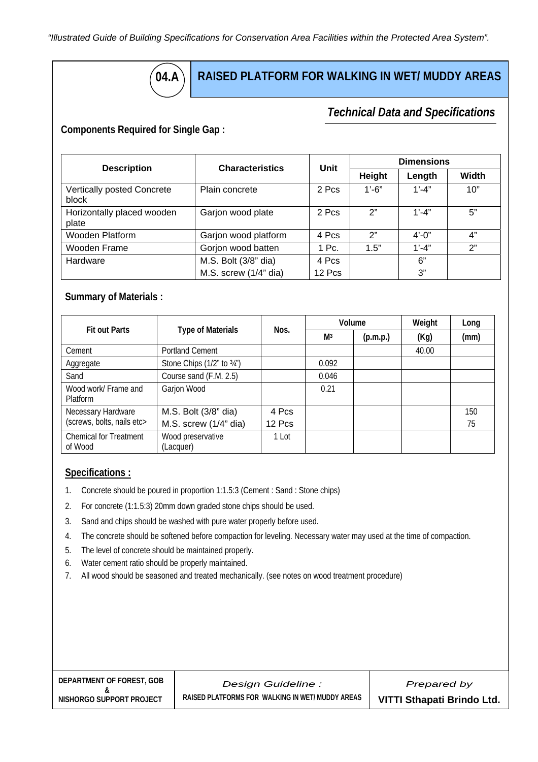## 04.A RAISED PLATFORM FOR WALKING IN WET/ MUDDY AREAS

### *Technical Data and Specifications*

**Components Required for Single Gap :**

| Description | Characteristics | Unit | Dimensions | | |
|---|---|---|---|---|---|
| | | | Height | Length | Width |
| Vertically posted Concrete block | Plain concrete | 2 Pcs | 1'-6" | 1'-4" | 10" |
| Horizontally placed wooden plate | Garjon wood plate | 2 Pcs | 2" | 1'-4" | 5" |
| Wooden Platform | Garjon wood platform | 4 Pcs | 2" | 4'-0" | 4" |
| Wooden Frame | Gorjon wood batten | 1 Pc. | 1.5" | 1'-4" | 2" |
| Hardware | M.S. Bolt (3/8" dia)<br>M.S. screw (1/4" dia) | 4 Pcs<br>12 Pcs | | 6"<br>3" | |

**Summary of Materials :**

| Fit out Parts | Type of Materials | Nos. | Volume | | Weight | Long |
|---|---|---|---|---|---|---|
| | | | M³ | (p.m.p.) | (Kg) | (mm) |
| Cement | Portland Cement | | | | 40.00 | |
| Aggregate | Stone Chips (1/2" to ¾") | | 0.092 | | | |
| Sand | Course sand (F.M. 2.5) | | 0.046 | | | |
| Wood work/ Frame and Platform | Garjon Wood | | 0.21 | | | |
| Necessary Hardware (screws, bolts, nails etc> | M.S. Bolt (3/8" dia)<br>M.S. screw (1/4" dia) | 4 Pcs<br>12 Pcs | | | | 150<br>75 |
| Chemical for Treatment of Wood | Wood preservative (Lacquer) | 1 Lot | | | | |

**Specifications :**

1. Concrete should be poured in proportion 1:1.5:3 (Cement : Sand : Stone chips)
2. For concrete (1:1.5:3) 20mm down graded stone chips should be used.
3. Sand and chips should be washed with pure water properly before used.
4. The concrete should be softened before compaction for leveling. Necessary water may used at the time of compaction.
5. The level of concrete should be maintained properly.
6. Water cement ratio should be properly maintained.
7. All wood should be seasoned and treated mechanically. (see notes on wood treatment procedure)